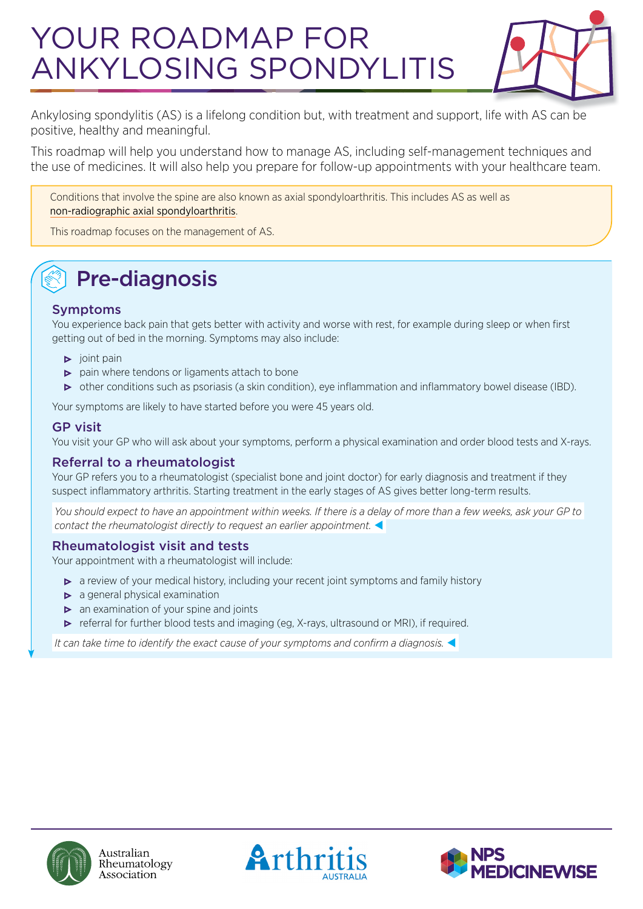# YOUR ROADMAP FOR ANKYLOSING SPONDYLITIS

Ankylosing spondylitis (AS) is a lifelong condition but, with treatment and support, life with AS can be positive, healthy and meaningful.

This roadmap will help you understand how to manage AS, including self-management techniques and the use of medicines. It will also help you prepare for follow-up appointments with your healthcare team.

> Conditions that involve the spine are also known as axial spondyloarthritis. This includes AS as well as non-radiographic axial spondyloarthritis.
>
> This roadmap focuses on the management of AS.

## Pre-diagnosis

### Symptoms

You experience back pain that gets better with activity and worse with rest, for example during sleep or when first getting out of bed in the morning. Symptoms may also include:

- joint pain
- pain where tendons or ligaments attach to bone
- other conditions such as psoriasis (a skin condition), eye inflammation and inflammatory bowel disease (IBD).

Your symptoms are likely to have started before you were 45 years old.

### GP visit

You visit your GP who will ask about your symptoms, perform a physical examination and order blood tests and X-rays.

### Referral to a rheumatologist

Your GP refers you to a rheumatologist (specialist bone and joint doctor) for early diagnosis and treatment if they suspect inflammatory arthritis. Starting treatment in the early stages of AS gives better long-term results.

*You should expect to have an appointment within weeks. If there is a delay of more than a few weeks, ask your GP to contact the rheumatologist directly to request an earlier appointment.*

### Rheumatologist visit and tests

Your appointment with a rheumatologist will include:

- a review of your medical history, including your recent joint symptoms and family history
- a general physical examination
- an examination of your spine and joints
- referral for further blood tests and imaging (eg, X-rays, ultrasound or MRI), if required.

*It can take time to identify the exact cause of your symptoms and confirm a diagnosis.*

Australian Rheumatology Association | Arthritis Australia | NPS MedicineWise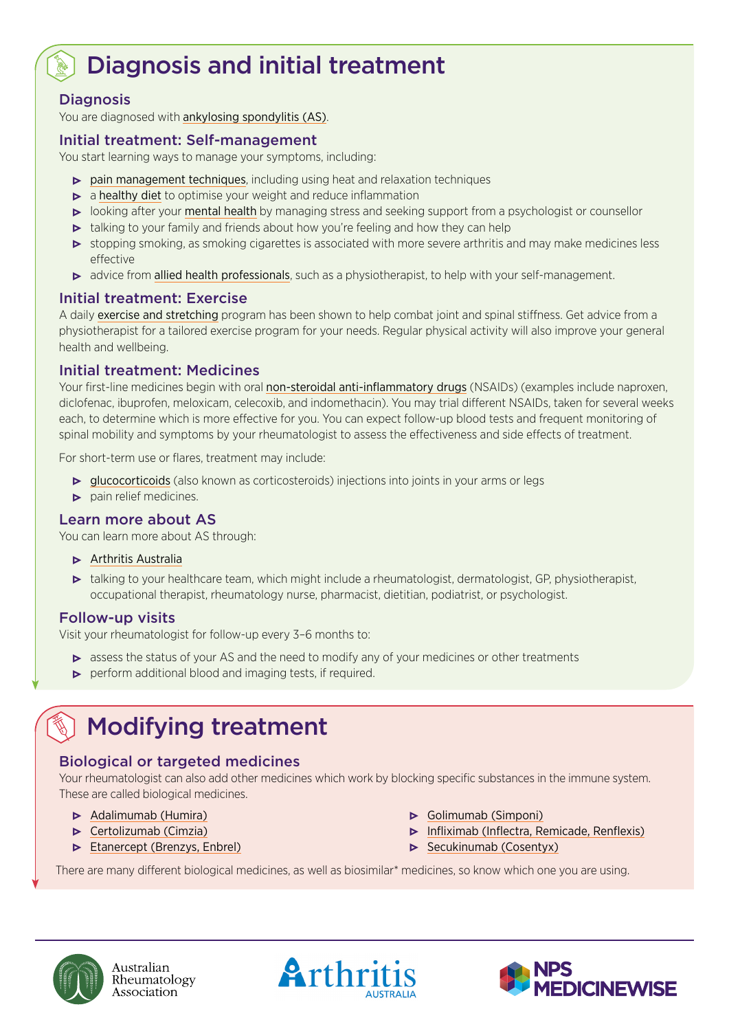# Diagnosis and initial treatment

## Diagnosis

You are diagnosed with ankylosing spondylitis (AS).

## Initial treatment: Self-management

You start learning ways to manage your symptoms, including:

- pain management techniques, including using heat and relaxation techniques
- a healthy diet to optimise your weight and reduce inflammation
- looking after your mental health by managing stress and seeking support from a psychologist or counsellor
- talking to your family and friends about how you're feeling and how they can help
- stopping smoking, as smoking cigarettes is associated with more severe arthritis and may make medicines less effective
- advice from allied health professionals, such as a physiotherapist, to help with your self-management.

## Initial treatment: Exercise

A daily exercise and stretching program has been shown to help combat joint and spinal stiffness. Get advice from a physiotherapist for a tailored exercise program for your needs. Regular physical activity will also improve your general health and wellbeing.

## Initial treatment: Medicines

Your first-line medicines begin with oral non-steroidal anti-inflammatory drugs (NSAIDs) (examples include naproxen, diclofenac, ibuprofen, meloxicam, celecoxib, and indomethacin). You may trial different NSAIDs, taken for several weeks each, to determine which is more effective for you. You can expect follow-up blood tests and frequent monitoring of spinal mobility and symptoms by your rheumatologist to assess the effectiveness and side effects of treatment.

For short-term use or flares, treatment may include:

- glucocorticoids (also known as corticosteroids) injections into joints in your arms or legs
- pain relief medicines.

## Learn more about AS

You can learn more about AS through:

- Arthritis Australia
- talking to your healthcare team, which might include a rheumatologist, dermatologist, GP, physiotherapist, occupational therapist, rheumatology nurse, pharmacist, dietitian, podiatrist, or psychologist.

## Follow-up visits

Visit your rheumatologist for follow-up every 3–6 months to:

- assess the status of your AS and the need to modify any of your medicines or other treatments
- perform additional blood and imaging tests, if required.

# Modifying treatment

## Biological or targeted medicines

Your rheumatologist can also add other medicines which work by blocking specific substances in the immune system. These are called biological medicines.

- Adalimumab (Humira)
- Certolizumab (Cimzia)
- Etanercept (Brenzys, Enbrel)
- Golimumab (Simponi)
- Infliximab (Inflectra, Remicade, Renflexis)
- Secukinumab (Cosentyx)

There are many different biological medicines, as well as biosimilar* medicines, so know which one you are using.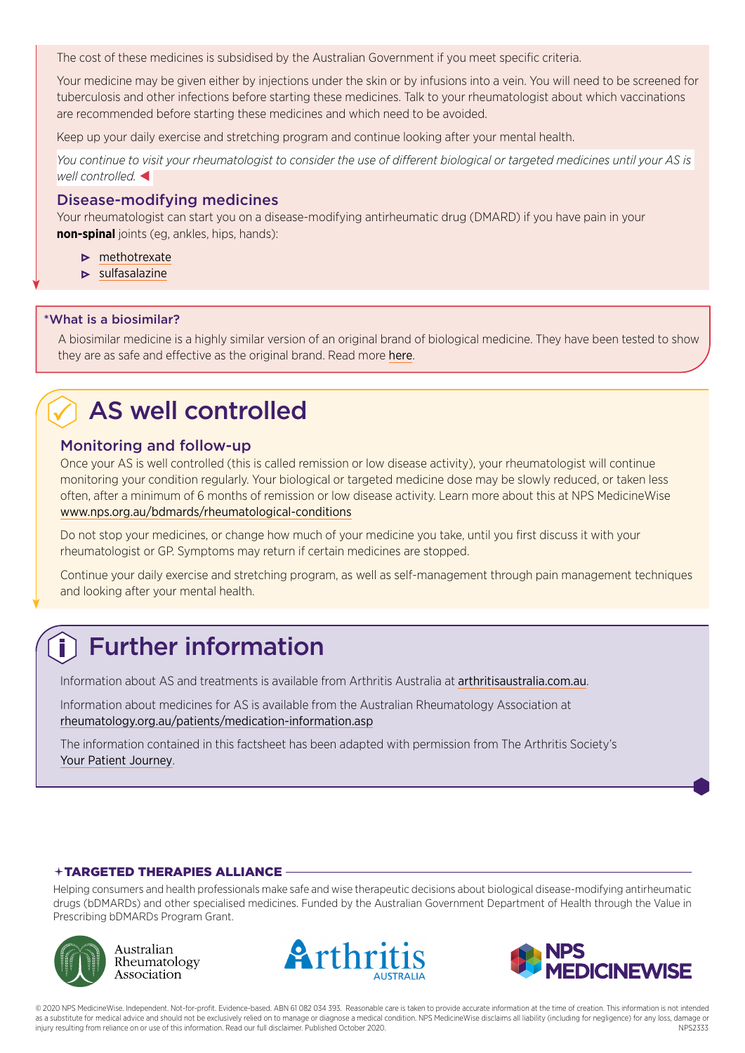The cost of these medicines is subsidised by the Australian Government if you meet specific criteria.

Your medicine may be given either by injections under the skin or by infusions into a vein. You will need to be screened for tuberculosis and other infections before starting these medicines. Talk to your rheumatologist about which vaccinations are recommended before starting these medicines and which need to be avoided.

Keep up your daily exercise and stretching program and continue looking after your mental health.

*You continue to visit your rheumatologist to consider the use of different biological or targeted medicines until your AS is well controlled.* ◀

### Disease-modifying medicines

Your rheumatologist can start you on a disease-modifying antirheumatic drug (DMARD) if you have pain in your **non-spinal** joints (eg, ankles, hips, hands):

- methotrexate
- sulfasalazine

### *What is a biosimilar?

A biosimilar medicine is a highly similar version of an original brand of biological medicine. They have been tested to show they are as safe and effective as the original brand. Read more here.

# AS well controlled

### Monitoring and follow-up

Once your AS is well controlled (this is called remission or low disease activity), your rheumatologist will continue monitoring your condition regularly. Your biological or targeted medicine dose may be slowly reduced, or taken less often, after a minimum of 6 months of remission or low disease activity. Learn more about this at NPS MedicineWise www.nps.org.au/bdmards/rheumatological-conditions

Do not stop your medicines, or change how much of your medicine you take, until you first discuss it with your rheumatologist or GP. Symptoms may return if certain medicines are stopped.

Continue your daily exercise and stretching program, as well as self-management through pain management techniques and looking after your mental health.

# Further information

Information about AS and treatments is available from Arthritis Australia at arthritisaustralia.com.au.

Information about medicines for AS is available from the Australian Rheumatology Association at rheumatology.org.au/patients/medication-information.asp

The information contained in this factsheet has been adapted with permission from The Arthritis Society's Your Patient Journey.

**+TARGETED THERAPIES ALLIANCE**

Helping consumers and health professionals make safe and wise therapeutic decisions about biological disease-modifying antirheumatic drugs (bDMARDs) and other specialised medicines. Funded by the Australian Government Department of Health through the Value in Prescribing bDMARDs Program Grant.

Australian Rheumatology Association

Arthritis AUSTRALIA

NPS MEDICINEWISE

© 2020 NPS MedicineWise. Independent. Not-for-profit. Evidence-based. ABN 61 082 034 393. Reasonable care is taken to provide accurate information at the time of creation. This information is not intended as a substitute for medical advice and should not be exclusively relied on to manage or diagnose a medical condition. NPS MedicineWise disclaims all liability (including for negligence) for any loss, damage or injury resulting from reliance on or use of this information. Read our full disclaimer. Published October 2020. NPS2333